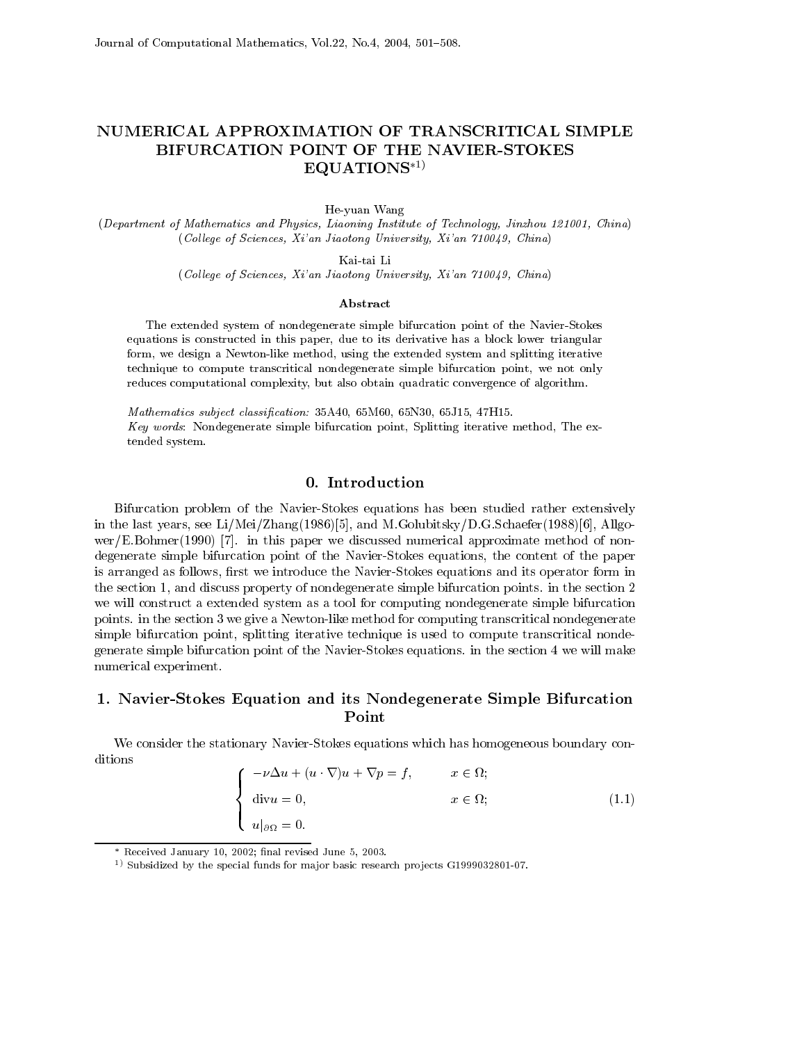# NUMERICAL APPROXIMATION OF TRANSCRITICAL SIMPLE BIFURCATION POINT OF THE NAVIER-STOKES EQUATIONS*[1)]

He-yuan Wang

(*Department of Mathematics and Physics, Liaoning Institute of Technology, Jinzhou 121001, China*)
(*College of Sciences, Xi'an Jiaotong University, Xi'an 710049, China*)

Kai-tai Li

(*College of Sciences, Xi'an Jiaotong University, Xi'an 710049, China*)

### Abstract

The extended system of nondegenerate simple bifurcation point of the Navier-Stokes equations is constructed in this paper, due to its derivative has a block lower triangular form, we design a Newton-like method, using the extended system and splitting iterative technique to compute transcritical nondegenerate simple bifurcation point, we not only reduces computational complexity, but also obtain quadratic convergence of algorithm.

*Mathematics subject classification:* 35A40, 65M60, 65N30, 65J15, 47H15.
*Key words*: Nondegenerate simple bifurcation point, Splitting iterative method, The extended system.

## 0. Introduction

Bifurcation problem of the Navier-Stokes equations has been studied rather extensively in the last years, see Li/Mei/Zhang(1986)[5], and M.Golubitsky/D.G.Schaefer(1988)[6], Allgower/E.Bohmer(1990) [7]. in this paper we discussed numerical approximate method of nondegenerate simple bifurcation point of the Navier-Stokes equations, the content of the paper is arranged as follows, first we introduce the Navier-Stokes equations and its operator form in the section 1, and discuss property of nondegenerate simple bifurcation points. in the section 2 we will construct a extended system as a tool for computing nondegenerate simple bifurcation points. in the section 3 we give a Newton-like method for computing transcritical nondegenerate simple bifurcation point, splitting iterative technique is used to compute transcritical nondegenerate simple bifurcation point of the Navier-Stokes equations. in the section 4 we will make numerical experiment.

## 1. Navier-Stokes Equation and its Nondegenerate Simple Bifurcation Point

We consider the stationary Navier-Stokes equations which has homogeneous boundary conditions

$$\begin{cases} -\nu\Delta u + (u\cdot\nabla)u + \nabla p = f, & x\in\Omega; \\ \operatorname{div} u = 0, & x\in\Omega; \\ u|_{\partial\Omega} = 0. \end{cases} \tag{1.1}$$

---

\* Received January 10, 2002; final revised June 5, 2003.

1) Subsidized by the special funds for major basic research projects G1999032801-07.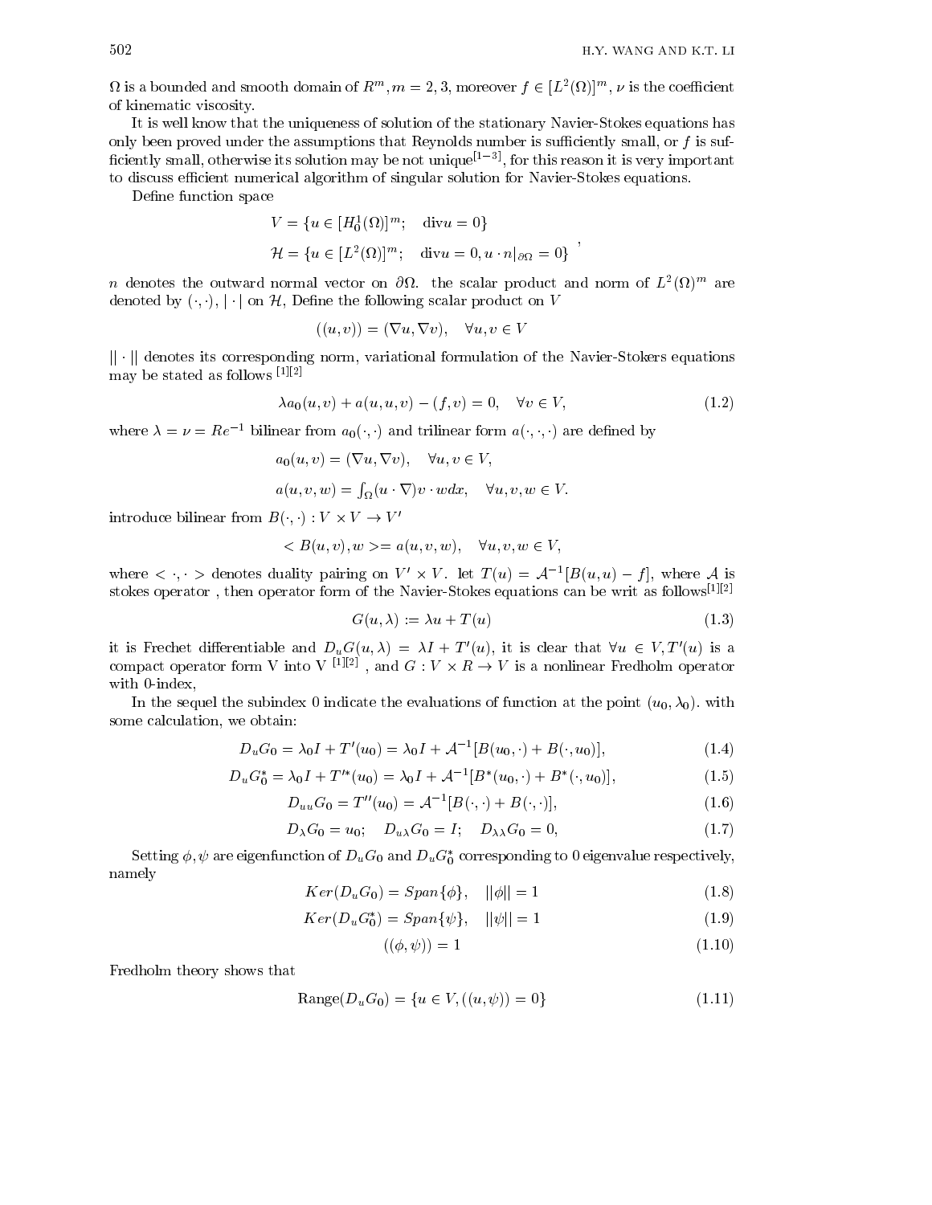$\Omega$ is a bounded and smooth domain of $R^m, m = 2, 3$, moreover $f \in [L^2(\Omega)]^m$, $\nu$ is the coefficient of kinematic viscosity.

It is well know that the uniqueness of solution of the stationary Navier-Stokes equations has only been proved under the assumptions that Reynolds number is sufficiently small, or $f$ is sufficiently small, otherwise its solution may be not unique[1-3], for this reason it is very important to discuss efficient numerical algorithm of singular solution for Navier-Stokes equations.

Define function space

$$
V = \{u \in [H_0^1(\Omega)]^m; \quad \text{div} u = 0\}
$$

$$
\mathcal{H} = \{u \in [L^2(\Omega)]^m; \quad \text{div} u = 0, u \cdot n|_{\partial\Omega} = 0\} ,
$$

$n$ denotes the outward normal vector on $\partial\Omega$. the scalar product and norm of $L^2(\Omega)^m$ are denoted by $(\cdot, \cdot)$, $|\cdot|$ on $\mathcal{H}$, Define the following scalar product on $V$

$$
((u, v)) = (\nabla u, \nabla v), \quad \forall u, v \in V
$$

$\|\cdot\|$ denotes its corresponding norm, variational formulation of the Navier-Stokers equations may be stated as follows [1][2]

$$
\lambda a_0(u, v) + a(u, u, v) - (f, v) = 0, \quad \forall v \in V, \tag{1.2}
$$

where $\lambda = \nu = Re^{-1}$ bilinear from $a_0(\cdot, \cdot)$ and trilinear form $a(\cdot, \cdot, \cdot)$ are defined by

$$
a_0(u, v) = (\nabla u, \nabla v), \quad \forall u, v \in V,
$$

$$
a(u, v, w) = \int_\Omega (u \cdot \nabla) v \cdot w dx, \quad \forall u, v, w \in V.
$$

introduce bilinear from $B(\cdot, \cdot) : V \times V \to V'$

$$
< B(u, v), w >= a(u, v, w), \quad \forall u, v, w \in V,
$$

where $< \cdot, \cdot >$ denotes duality pairing on $V' \times V$. let $T(u) = \mathcal{A}^{-1}[B(u, u) - f]$, where $\mathcal{A}$ is stokes operator , then operator form of the Navier-Stokes equations can be writ as follows[1][2]

$$
G(u, \lambda) := \lambda u + T(u) \tag{1.3}
$$

it is Frechet differentiable and $D_u G(u, \lambda) = \lambda I + T'(u)$, it is clear that $\forall u \in V, T'(u)$ is a compact operator form V into V [1][2] , and $G : V \times R \to V$ is a nonlinear Fredholm operator with 0-index,

In the sequel the subindex 0 indicate the evaluations of function at the point $(u_0, \lambda_0)$. with some calculation, we obtain:

$$
D_u G_0 = \lambda_0 I + T'(u_0) = \lambda_0 I + \mathcal{A}^{-1}[B(u_0, \cdot) + B(\cdot, u_0)], \tag{1.4}
$$

$$
D_u G_0^* = \lambda_0 I + T'^*(u_0) = \lambda_0 I + \mathcal{A}^{-1}[B^*(u_0, \cdot) + B^*(\cdot, u_0)], \tag{1.5}
$$

$$
D_{uu} G_0 = T''(u_0) = \mathcal{A}^{-1}[B(\cdot, \cdot) + B(\cdot, \cdot)], \tag{1.6}
$$

$$
D_\lambda G_0 = u_0; \quad D_{u\lambda} G_0 = I; \quad D_{\lambda\lambda} G_0 = 0, \tag{1.7}
$$

Setting $\phi, \psi$ are eigenfunction of $D_u G_0$ and $D_u G_0^*$ corresponding to 0 eigenvalue respectively, namely

$$
Ker(D_u G_0) = Span\{\phi\}, \quad \|\phi\| = 1 \tag{1.8}
$$

$$
Ker(D_u G_0^*) = Span\{\psi\}, \quad \|\psi\| = 1 \tag{1.9}
$$

$$
((\phi, \psi)) = 1 \tag{1.10}
$$

Fredholm theory shows that

$$
\text{Range}(D_u G_0) = \{u \in V, ((u, \psi)) = 0\} \tag{1.11}
$$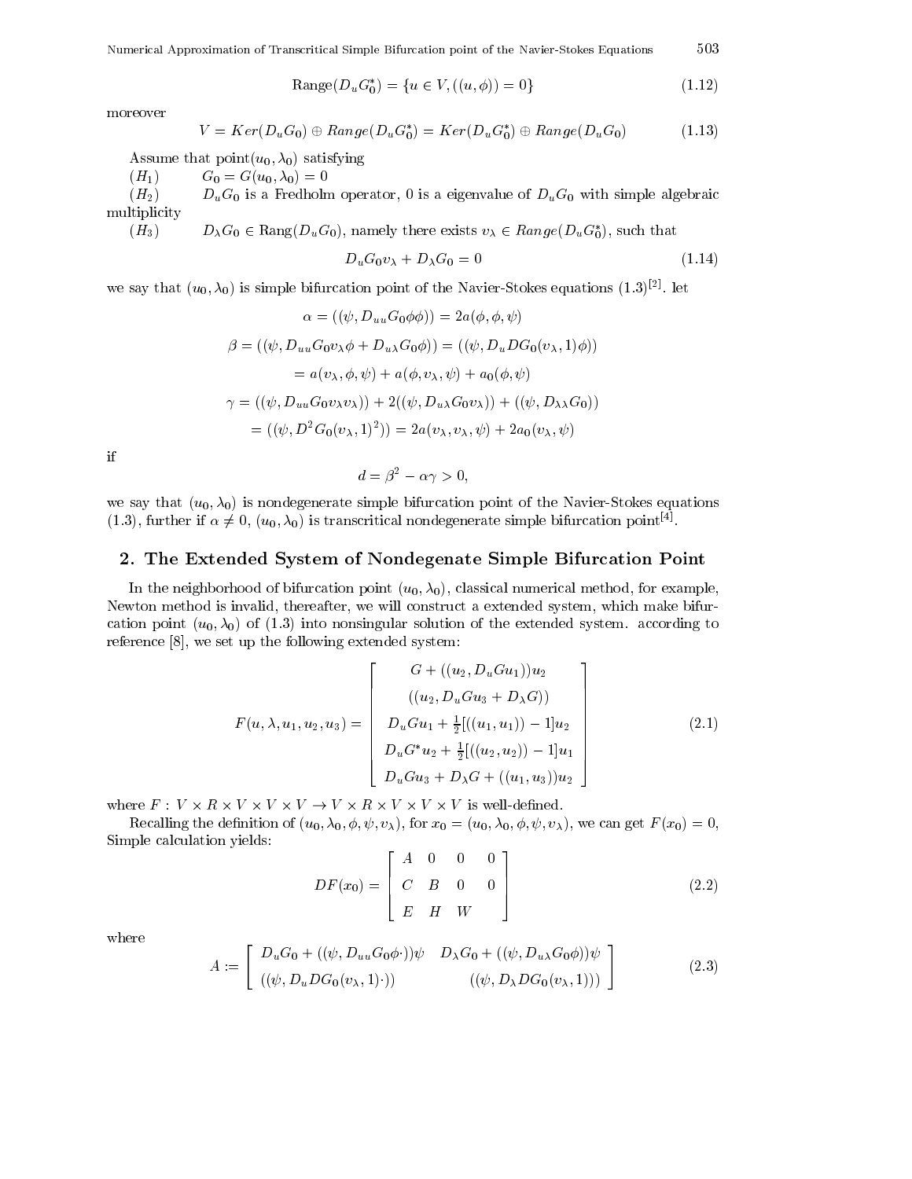$$\text{Range}(D_uG_0^*) = \{u \in V, ((u,\phi)) = 0\} \tag{1.12}$$

moreover

$$V = Ker(D_uG_0) \oplus Range(D_uG_0^*) = Ker(D_uG_0^*) \oplus Range(D_uG_0) \tag{1.13}$$

Assume that point$(u_0, \lambda_0)$ satisfying

$(H_1)$ $\quad G_0 = G(u_0, \lambda_0) = 0$

$(H_2)$ $\quad D_uG_0$ is a Fredholm operator, 0 is a eigenvalue of $D_uG_0$ with simple algebraic multiplicity

$(H_3)$ $\quad D_\lambda G_0 \in \text{Rang}(D_uG_0)$, namely there exists $v_\lambda \in Range(D_uG_0^*)$, such that

$$D_uG_0v_\lambda + D_\lambda G_0 = 0 \tag{1.14}$$

we say that $(u_0, \lambda_0)$ is simple bifurcation point of the Navier-Stokes equations (1.3)[2]. let

$$\alpha = ((\psi, D_{uu}G_0\phi\phi)) = 2a(\phi, \phi, \psi)$$

$$\beta = ((\psi, D_{uu}G_0v_\lambda\phi + D_{u\lambda}G_0\phi)) = ((\psi, D_uDG_0(v_\lambda, 1)\phi))$$

$$= a(v_\lambda, \phi, \psi) + a(\phi, v_\lambda, \psi) + a_0(\phi, \psi)$$

$$\gamma = ((\psi, D_{uu}G_0v_\lambda v_\lambda)) + 2((\psi, D_{u\lambda}G_0v_\lambda)) + ((\psi, D_{\lambda\lambda}G_0))$$

$$= ((\psi, D^2G_0(v_\lambda, 1)^2)) = 2a(v_\lambda, v_\lambda, \psi) + 2a_0(v_\lambda, \psi)$$

if

$$d = \beta^2 - \alpha\gamma > 0,$$

we say that $(u_0, \lambda_0)$ is nondegenerate simple bifurcation point of the Navier-Stokes equations (1.3), further if $\alpha \neq 0$, $(u_0, \lambda_0)$ is transcritical nondegenerate simple bifurcation point[4].

## 2. The Extended System of Nondegenate Simple Bifurcation Point

In the neighborhood of bifurcation point $(u_0, \lambda_0)$, classical numerical method, for example, Newton method is invalid, thereafter, we will construct a extended system, which make bifurcation point $(u_0, \lambda_0)$ of (1.3) into nonsingular solution of the extended system. according to reference [8], we set up the following extended system:

$$F(u, \lambda, u_1, u_2, u_3) = \begin{bmatrix} G + ((u_2, D_uGu_1))u_2 \\ ((u_2, D_uGu_3 + D_\lambda G)) \\ D_uGu_1 + \frac{1}{2}[((u_1, u_1)) - 1]u_2 \\ D_uG^*u_2 + \frac{1}{2}[((u_2, u_2)) - 1]u_1 \\ D_uGu_3 + D_\lambda G + ((u_1, u_3))u_2 \end{bmatrix} \tag{2.1}$$

where $F: V \times R \times V \times V \times V \to V \times R \times V \times V \times V$ is well-defined.

Recalling the definition of $(u_0, \lambda_0, \phi, \psi, v_\lambda)$, for $x_0 = (u_0, \lambda_0, \phi, \psi, v_\lambda)$, we can get $F(x_0) = 0$, Simple calculation yields:

$$DF(x_0) = \begin{bmatrix} A & 0 & 0 & 0 \\ C & B & 0 & 0 \\ E & H & W & \end{bmatrix} \tag{2.2}$$

where

$$A := \begin{bmatrix} D_uG_0 + ((\psi, D_{uu}G_0\phi\cdot))\psi & D_\lambda G_0 + ((\psi, D_{u\lambda}G_0\phi))\psi \\ ((\psi, D_uDG_0(v_\lambda, 1)\cdot)) & ((\psi, D_\lambda DG_0(v_\lambda, 1))) \end{bmatrix} \tag{2.3}$$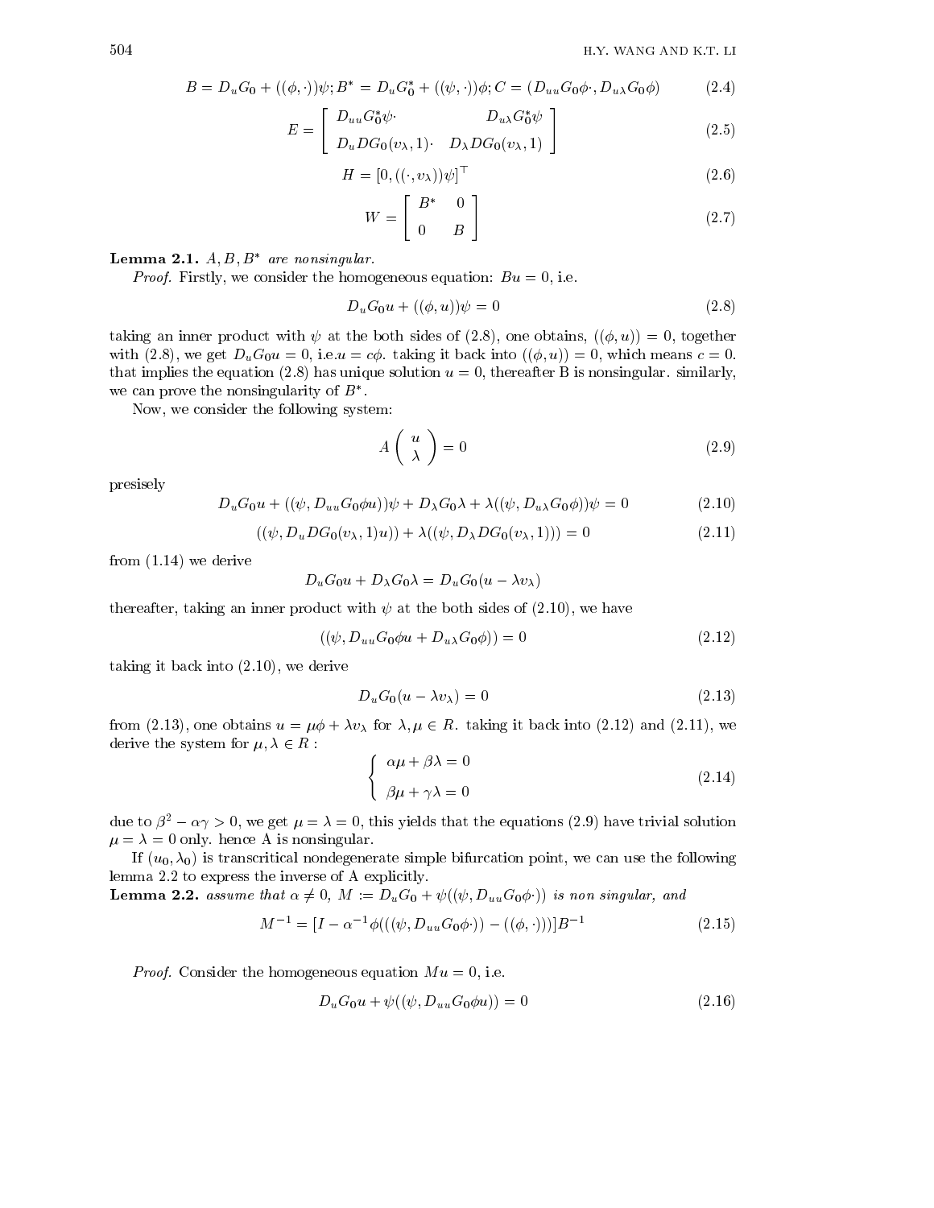$$B = D_u G_0 + ((\phi, \cdot))\psi; B^* = D_u G_0^* + ((\psi, \cdot))\phi; C = (D_{uu} G_0 \phi \cdot, D_{u\lambda} G_0 \phi) \tag{2.4}$$

$$E = \begin{bmatrix} D_{uu} G_0^* \psi \cdot & D_{u\lambda} G_0^* \psi \\ D_u D G_0 (v_\lambda, 1) \cdot & D_\lambda D G_0 (v_\lambda, 1) \end{bmatrix} \tag{2.5}$$

$$H = [0, ((\cdot, v_\lambda))\psi]^\top \tag{2.6}$$

$$W = \begin{bmatrix} B^* & 0 \\ 0 & B \end{bmatrix} \tag{2.7}$$

**Lemma 2.1.** *$A, B, B^*$ are nonsingular.*

*Proof.* Firstly, we consider the homogeneous equation: $Bu = 0$, i.e.

$$D_u G_0 u + ((\phi, u))\psi = 0 \tag{2.8}$$

taking an inner product with $\psi$ at the both sides of (2.8), one obtains, $((\phi, u)) = 0$, together with (2.8), we get $D_u G_0 u = 0$, i.e.$u = c\phi$. taking it back into $((\phi, u)) = 0$, which means $c = 0$. that implies the equation (2.8) has unique solution $u = 0$, thereafter B is nonsingular. similarly, we can prove the nonsingularity of $B^*$.

Now, we consider the following system:

$$A \begin{pmatrix} u \\ \lambda \end{pmatrix} = 0 \tag{2.9}$$

presisely

$$D_u G_0 u + ((\psi, D_{uu} G_0 \phi u))\psi + D_\lambda G_0 \lambda + \lambda((\psi, D_{u\lambda} G_0 \phi))\psi = 0 \tag{2.10}$$

$$((\psi, D_u D G_0 (v_\lambda, 1) u)) + \lambda((\psi, D_\lambda D G_0 (v_\lambda, 1))) = 0 \tag{2.11}$$

from (1.14) we derive

$$D_u G_0 u + D_\lambda G_0 \lambda = D_u G_0 (u - \lambda v_\lambda)$$

thereafter, taking an inner product with $\psi$ at the both sides of (2.10), we have

$$((\psi, D_{uu} G_0 \phi u + D_{u\lambda} G_0 \phi)) = 0 \tag{2.12}$$

taking it back into (2.10), we derive

$$D_u G_0 (u - \lambda v_\lambda) = 0 \tag{2.13}$$

from (2.13), one obtains $u = \mu\phi + \lambda v_\lambda$ for $\lambda, \mu \in R$. taking it back into (2.12) and (2.11), we derive the system for $\mu, \lambda \in R$ :

$$\begin{cases} \alpha\mu + \beta\lambda = 0 \\ \beta\mu + \gamma\lambda = 0 \end{cases} \tag{2.14}$$

due to $\beta^2 - \alpha\gamma > 0$, we get $\mu = \lambda = 0$, this yields that the equations (2.9) have trivial solution $\mu = \lambda = 0$ only. hence A is nonsingular.

If $(u_0, \lambda_0)$ is transcritical nondegenerate simple bifurcation point, we can use the following lemma 2.2 to express the inverse of A explicitly.

**Lemma 2.2.** *assume that $\alpha \neq 0$, $M := D_u G_0 + \psi((\psi, D_{uu} G_0 \phi \cdot))$ is non singular, and*

$$M^{-1} = [I - \alpha^{-1}\phi(((\psi, D_{uu} G_0 \phi \cdot)) - ((\phi, \cdot)))]B^{-1} \tag{2.15}$$

*Proof.* Consider the homogeneous equation $Mu = 0$, i.e.

$$D_u G_0 u + \psi((\psi, D_{uu} G_0 \phi u)) = 0 \tag{2.16}$$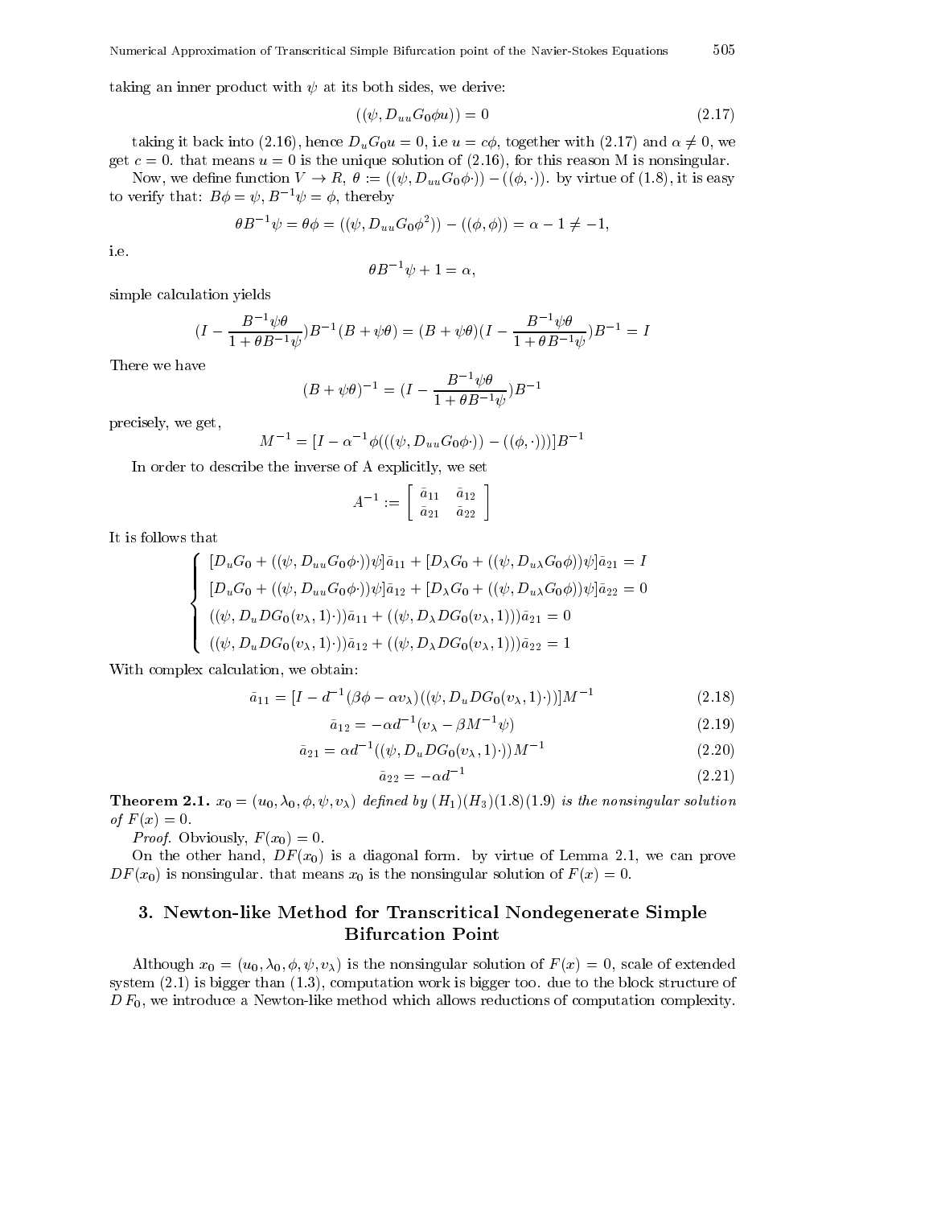taking an inner product with $\psi$ at its both sides, we derive:

$$((\psi, D_{uu}G_0\phi u)) = 0 \tag{2.17}$$

taking it back into (2.16), hence $D_uG_0u = 0$, i.e $u = c\phi$, together with (2.17) and $\alpha \neq 0$, we get $c = 0$. that means $u = 0$ is the unique solution of (2.16), for this reason M is nonsingular.

Now, we define function $V \to R$, $\theta := ((\psi, D_{uu}G_0\phi\cdot)) - ((\phi, \cdot))$. by virtue of (1.8), it is easy to verify that: $B\phi = \psi$, $B^{-1}\psi = \phi$, thereby

$$\theta B^{-1}\psi = \theta\phi = ((\psi, D_{uu}G_0\phi^2)) - ((\phi, \phi)) = \alpha - 1 \neq -1,$$

i.e.

$$\theta B^{-1}\psi + 1 = \alpha,$$

simple calculation yields

$$(I - \frac{B^{-1}\psi\theta}{1 + \theta B^{-1}\psi})B^{-1}(B + \psi\theta) = (B + \psi\theta)(I - \frac{B^{-1}\psi\theta}{1 + \theta B^{-1}\psi})B^{-1} = I$$

There we have

$$(B + \psi\theta)^{-1} = (I - \frac{B^{-1}\psi\theta}{1 + \theta B^{-1}\psi})B^{-1}$$

precisely, we get,

$$M^{-1} = [I - \alpha^{-1}\phi(((\psi, D_{uu}G_0\phi\cdot)) - ((\phi, \cdot)))]B^{-1}$$

In order to describe the inverse of A explicitly, we set

$$A^{-1} := \begin{bmatrix} \bar{a}_{11} & \bar{a}_{12} \\ \bar{a}_{21} & \bar{a}_{22} \end{bmatrix}$$

It is follows that

$$\begin{cases} [D_uG_0 + ((\psi, D_{uu}G_0\phi\cdot))\psi]\bar{a}_{11} + [D_\lambda G_0 + ((\psi, D_{u\lambda}G_0\phi))\psi]\bar{a}_{21} = I \\ [D_uG_0 + ((\psi, D_{uu}G_0\phi\cdot))\psi]\bar{a}_{12} + [D_\lambda G_0 + ((\psi, D_{u\lambda}G_0\phi))\psi]\bar{a}_{22} = 0 \\ ((\psi, D_uDG_0(v_\lambda, 1)\cdot))\bar{a}_{11} + ((\psi, D_\lambda DG_0(v_\lambda, 1)))\bar{a}_{21} = 0 \\ ((\psi, D_uDG_0(v_\lambda, 1)\cdot))\bar{a}_{12} + ((\psi, D_\lambda DG_0(v_\lambda, 1)))\bar{a}_{22} = 1 \end{cases}$$

With complex calculation, we obtain:

$$\bar{a}_{11} = [I - d^{-1}(\beta\phi - \alpha v_\lambda)((\psi, D_uDG_0(v_\lambda, 1)\cdot))]M^{-1} \tag{2.18}$$

$$\bar{a}_{12} = -\alpha d^{-1}(v_\lambda - \beta M^{-1}\psi) \tag{2.19}$$

$$\bar{a}_{21} = \alpha d^{-1}((\psi, D_uDG_0(v_\lambda, 1)\cdot))M^{-1} \tag{2.20}$$

$$\bar{a}_{22} = -\alpha d^{-1} \tag{2.21}$$

**Theorem 2.1.** *$x_0 = (u_0, \lambda_0, \phi, \psi, v_\lambda)$ defined by $(H_1)(H_3)(1.8)(1.9)$ is the nonsingular solution of $F(x) = 0$.*

*Proof.* Obviously, $F(x_0) = 0$.

On the other hand, $DF(x_0)$ is a diagonal form. by virtue of Lemma 2.1, we can prove $DF(x_0)$ is nonsingular. that means $x_0$ is the nonsingular solution of $F(x) = 0$.

## 3. Newton-like Method for Transcritical Nondegenerate Simple Bifurcation Point

Although $x_0 = (u_0, \lambda_0, \phi, \psi, v_\lambda)$ is the nonsingular solution of $F(x) = 0$, scale of extended system (2.1) is bigger than (1.3), computation work is bigger too. due to the block structure of $DF_0$, we introduce a Newton-like method which allows reductions of computation complexity.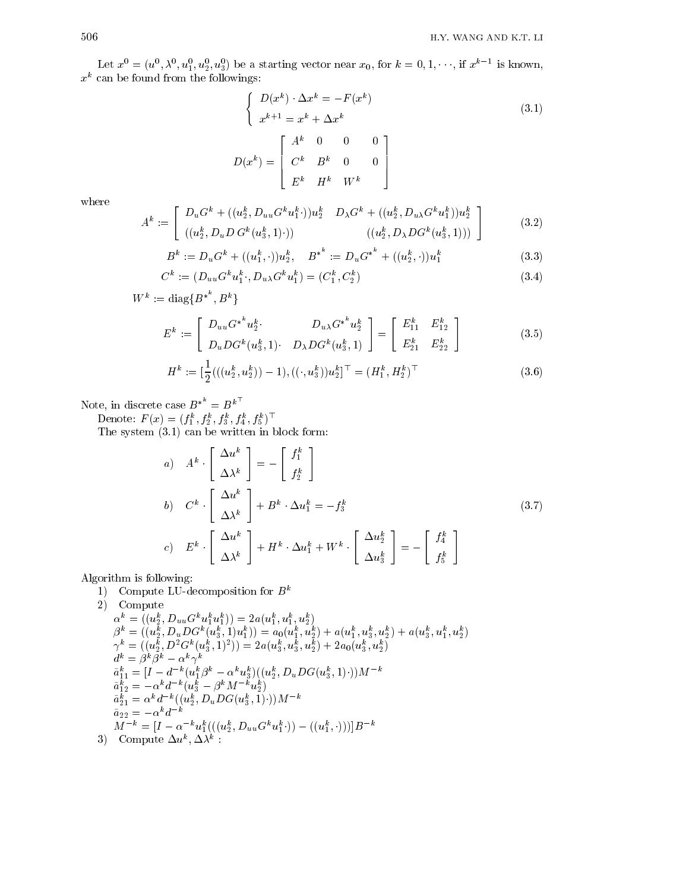Let $x^0 = (u^0, \lambda^0, u_1^0, u_2^0, u_3^0)$ be a starting vector near $x_0$, for $k = 0, 1, \cdots$, if $x^{k-1}$ is known, $x^k$ can be found from the followings:

$$\begin{cases} D(x^k) \cdot \Delta x^k = -F(x^k) \\ x^{k+1} = x^k + \Delta x^k \end{cases} \tag{3.1}$$

$$D(x^k) = \begin{bmatrix} A^k & 0 & 0 & 0 \\ C^k & B^k & 0 & 0 \\ E^k & H^k & W^k & \end{bmatrix}$$

where

$$A^k := \begin{bmatrix} D_u G^k + ((u_2^k, D_{uu} G^k u_1^k \cdot))u_2^k & D_\lambda G^k + ((u_2^k, D_{u\lambda} G^k u_1^k))u_2^k \\ ((u_2^k, D_u D\, G^k(u_3^k, 1)\cdot)) & ((u_2^k, D_\lambda DG^k(u_3^k, 1))) \end{bmatrix} \tag{3.2}$$

$$B^k := D_u G^k + ((u_1^k, \cdot))u_2^k, \quad B^{*^k} := D_u G^{*^k} + ((u_2^k, \cdot))u_1^k \tag{3.3}$$

$$C^k := (D_{uu} G^k u_1^k \cdot, D_{u\lambda} G^k u_1^k) = (C_1^k, C_2^k) \tag{3.4}$$

$$W^k := \operatorname{diag}\{B^{*^k}, B^k\}$$

$$E^k := \begin{bmatrix} D_{uu} G^{*^k} u_2^k \cdot & D_{u\lambda} G^{*^k} u_2^k \\ D_u DG^k(u_3^k, 1)\cdot & D_\lambda DG^k(u_3^k, 1) \end{bmatrix} = \begin{bmatrix} E_{11}^k & E_{12}^k \\ E_{21}^k & E_{22}^k \end{bmatrix} \tag{3.5}$$

$$H^k := [\frac{1}{2}(((u_2^k, u_2^k)) - 1), ((\cdot, u_3^k))u_2^k]^\top = (H_1^k, H_2^k)^\top \tag{3.6}$$

Note, in discrete case $B^{*^k} = B^{k\top}$

Denote: $F(x) = (f_1^k, f_2^k, f_3^k, f_4^k, f_5^k)^\top$

The system (3.1) can be written in block form:

$$\begin{aligned} &a) \quad A^k \cdot \begin{bmatrix} \Delta u^k \\ \Delta \lambda^k \end{bmatrix} = -\begin{bmatrix} f_1^k \\ f_2^k \end{bmatrix} \\ &b) \quad C^k \cdot \begin{bmatrix} \Delta u^k \\ \Delta \lambda^k \end{bmatrix} + B^k \cdot \Delta u_1^k = -f_3^k \\ &c) \quad E^k \cdot \begin{bmatrix} \Delta u^k \\ \Delta \lambda^k \end{bmatrix} + H^k \cdot \Delta u_1^k + W^k \cdot \begin{bmatrix} \Delta u_2^k \\ \Delta u_3^k \end{bmatrix} = -\begin{bmatrix} f_4^k \\ f_5^k \end{bmatrix} \end{aligned} \tag{3.7}$$

Algorithm is following:

1) Compute LU-decomposition for $B^k$
2) Compute
   $\alpha^k = ((u_2^k, D_{uu} G^k u_1^k u_1^k)) = 2a(u_1^k, u_1^k, u_2^k)$
   $\beta^k = ((u_2^k, D_u DG^k(u_3^k, 1)u_1^k)) = a_0(u_1^k, u_2^k) + a(u_1^k, u_3^k, u_2^k) + a(u_3^k, u_1^k, u_2^k)$
   $\gamma^k = ((u_2^k, D^2 G^k(u_3^k, 1)^2)) = 2a(u_3^k, u_3^k, u_2^k) + 2a_0(u_3^k, u_2^k)$
   $d^k = \beta^k \beta^k - \alpha^k \gamma^k$
   $\bar{a}_{11}^k = [I - d^{-k}(u_1^k \beta^k - \alpha^k u_3^k)((u_2^k, D_u DG(u_3^k, 1)\cdot))M^{-k}$
   $\bar{a}_{12}^k = -\alpha^k d^{-k}(u_3^k - \beta^k M^{-k} u_2^k)$
   $\bar{a}_{21}^k = \alpha^k d^{-k}((u_2^k, D_u DG(u_3^k, 1)\cdot))M^{-k}$
   $\bar{a}_{22} = -\alpha^k d^{-k}$
   $M^{-k} = [I - \alpha^{-k} u_1^k(((u_2^k, D_{uu} G^k u_1^k \cdot)) - ((u_1^k, \cdot)))]B^{-k}$
3) Compute $\Delta u^k, \Delta \lambda^k$ :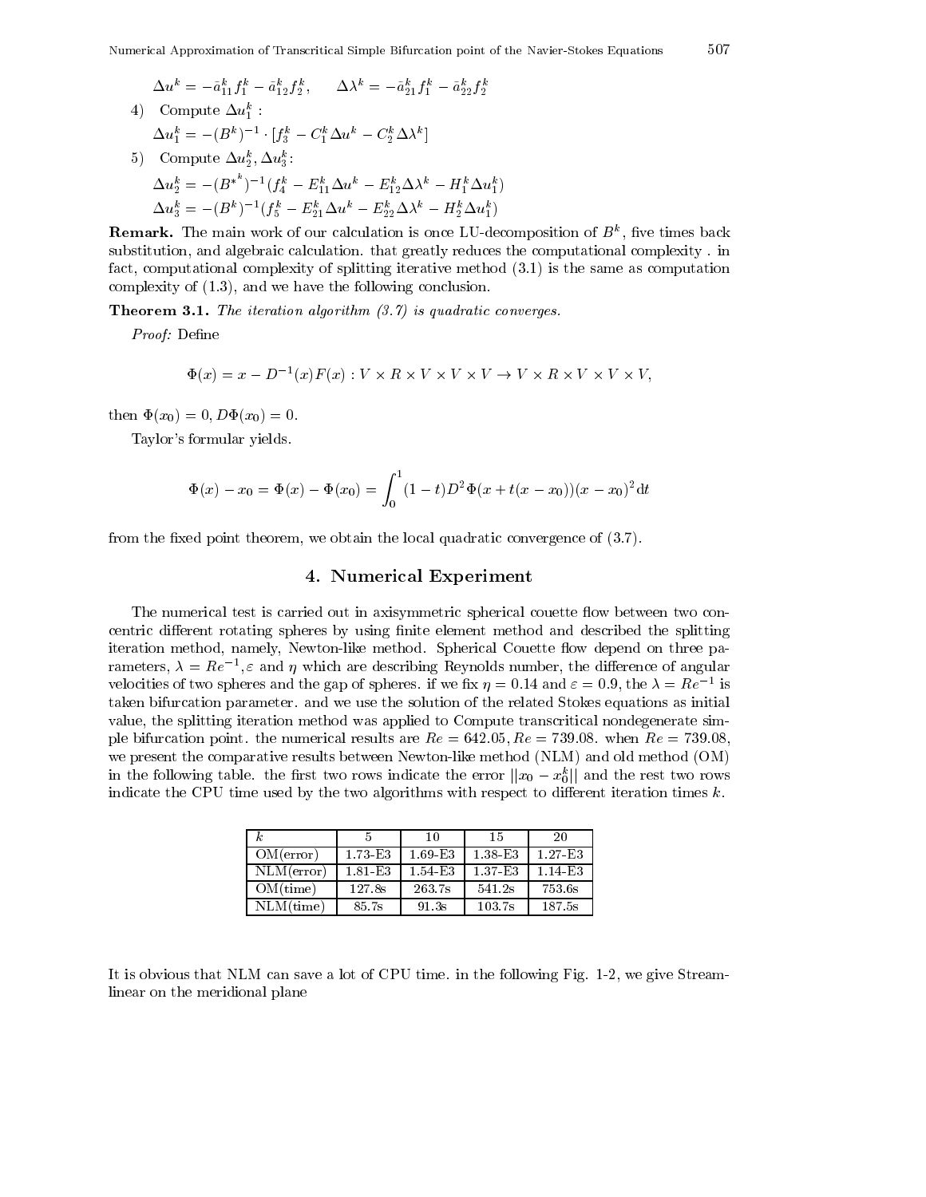$$\Delta u^k = -\bar{a}_{11}^k f_1^k - \bar{a}_{12}^k f_2^k, \qquad \Delta\lambda^k = -\bar{a}_{21}^k f_1^k - \bar{a}_{22}^k f_2^k$$

4) Compute $\Delta u_1^k$ :

$$\Delta u_1^k = -(B^k)^{-1} \cdot [f_3^k - C_1^k \Delta u^k - C_2^k \Delta\lambda^k]$$

5) Compute $\Delta u_2^k, \Delta u_3^k$:

$$\Delta u_2^k = -(B^{*^k})^{-1}(f_4^k - E_{11}^k \Delta u^k - E_{12}^k \Delta\lambda^k - H_1^k \Delta u_1^k)$$

$$\Delta u_3^k = -(B^k)^{-1}(f_5^k - E_{21}^k \Delta u^k - E_{22}^k \Delta\lambda^k - H_2^k \Delta u_1^k)$$

**Remark.** The main work of our calculation is once LU-decomposition of $B^k$, five times back substitution, and algebraic calculation. that greatly reduces the computational complexity . in fact, computational complexity of splitting iterative method (3.1) is the same as computation complexity of (1.3), and we have the following conclusion.

**Theorem 3.1.** *The iteration algorithm (3.7) is quadratic converges.*

*Proof:* Define

$$\Phi(x) = x - D^{-1}(x)F(x) : V \times R \times V \times V \times V \to V \times R \times V \times V \times V,$$

then $\Phi(x_0) = 0, D\Phi(x_0) = 0$.

Taylor's formular yields.

$$\Phi(x) - x_0 = \Phi(x) - \Phi(x_0) = \int_0^1 (1-t)D^2\Phi(x + t(x - x_0))(x - x_0)^2 \,\mathrm{d}t$$

from the fixed point theorem, we obtain the local quadratic convergence of (3.7).

## 4. Numerical Experiment

The numerical test is carried out in axisymmetric spherical couette flow between two concentric different rotating spheres by using finite element method and described the splitting iteration method, namely, Newton-like method. Spherical Couette flow depend on three parameters, $\lambda = Re^{-1}, \varepsilon$ and $\eta$ which are describing Reynolds number, the difference of angular velocities of two spheres and the gap of spheres. if we fix $\eta = 0.14$ and $\varepsilon = 0.9$, the $\lambda = Re^{-1}$ is taken bifurcation parameter. and we use the solution of the related Stokes equations as initial value, the splitting iteration method was applied to Compute transcritical nondegenerate simple bifurcation point. the numerical results are $Re = 642.05, Re = 739.08$. when $Re = 739.08$, we present the comparative results between Newton-like method (NLM) and old method (OM) in the following table. the first two rows indicate the error $||x_0 - x_0^k||$ and the rest two rows indicate the CPU time used by the two algorithms with respect to different iteration times $k$.

| $k$ | 5 | 10 | 15 | 20 |
|---|---|---|---|---|
| OM(error) | 1.73-E3 | 1.69-E3 | 1.38-E3 | 1.27-E3 |
| NLM(error) | 1.81-E3 | 1.54-E3 | 1.37-E3 | 1.14-E3 |
| OM(time) | 127.8s | 263.7s | 541.2s | 753.6s |
| NLM(time) | 85.7s | 91.3s | 103.7s | 187.5s |

It is obvious that NLM can save a lot of CPU time. in the following Fig. 1-2, we give Streamlinear on the meridional plane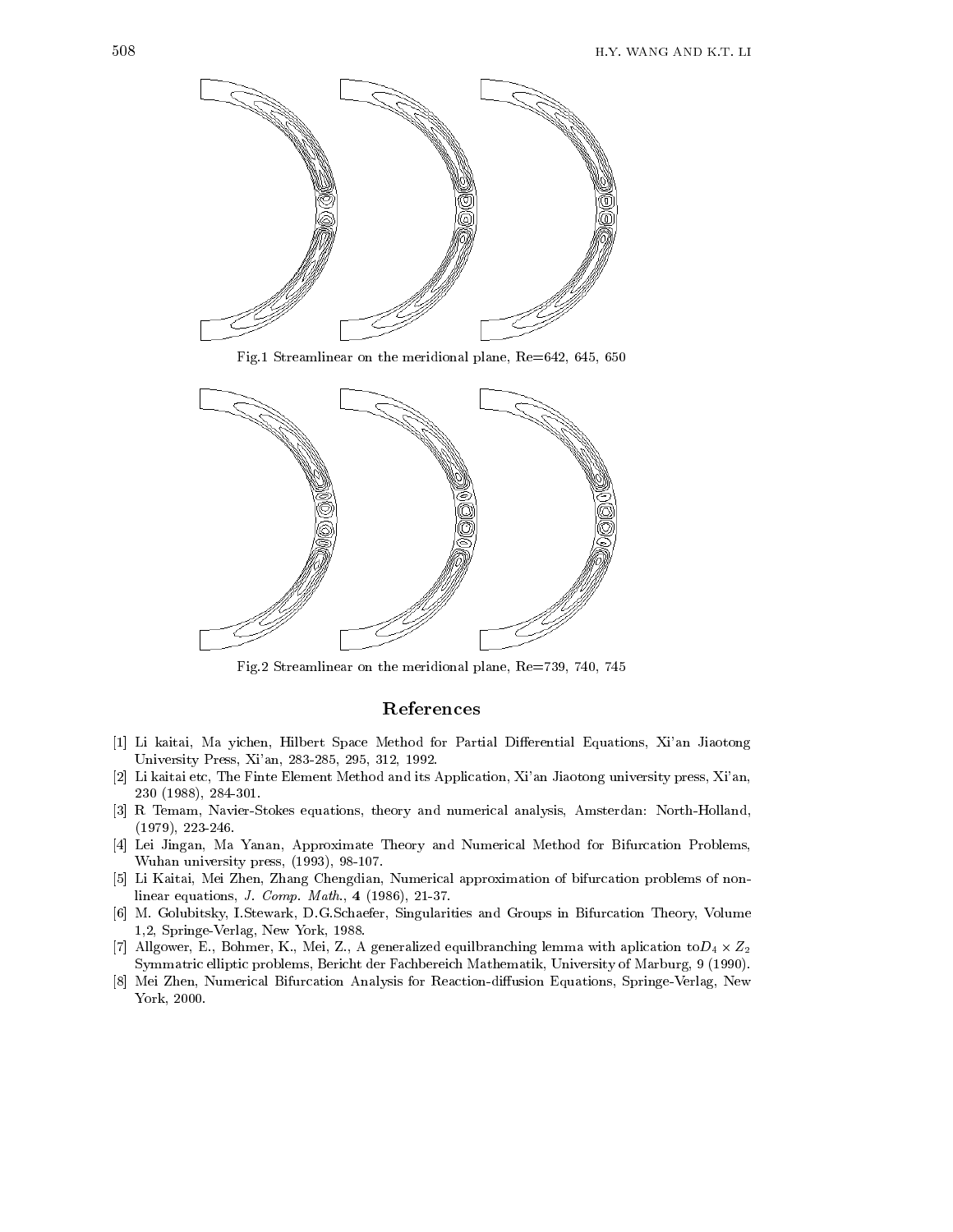Fig.1 Streamlinear on the meridional plane, Re=642, 645, 650

Fig.2 Streamlinear on the meridional plane, Re=739, 740, 745

## References

[1] Li kaitai, Ma yichen, Hilbert Space Method for Partial Differential Equations, Xi'an Jiaotong University Press, Xi'an, 283-285, 295, 312, 1992.

[2] Li kaitai etc, The Finte Element Method and its Application, Xi'an Jiaotong university press, Xi'an, 230 (1988), 284-301.

[3] R Temam, Navier-Stokes equations, theory and numerical analysis, Amsterdan: North-Holland, (1979), 223-246.

[4] Lei Jingan, Ma Yanan, Approximate Theory and Numerical Method for Bifurcation Problems, Wuhan university press, (1993), 98-107.

[5] Li Kaitai, Mei Zhen, Zhang Chengdian, Numerical approximation of bifurcation problems of non-linear equations, *J. Comp. Math.*, **4** (1986), 21-37.

[6] M. Golubitsky, I.Stewark, D.G.Schaefer, Singularities and Groups in Bifurcation Theory, Volume 1,2, Springe-Verlag, New York, 1988.

[7] Allgower, E., Bohmer, K., Mei, Z., A generalized equilbranching lemma with aplication to$D_4 \times Z_2$ Symmatric elliptic problems, Bericht der Fachbereich Mathematik, University of Marburg, 9 (1990).

[8] Mei Zhen, Numerical Bifurcation Analysis for Reaction-diffusion Equations, Springe-Verlag, New York, 2000.